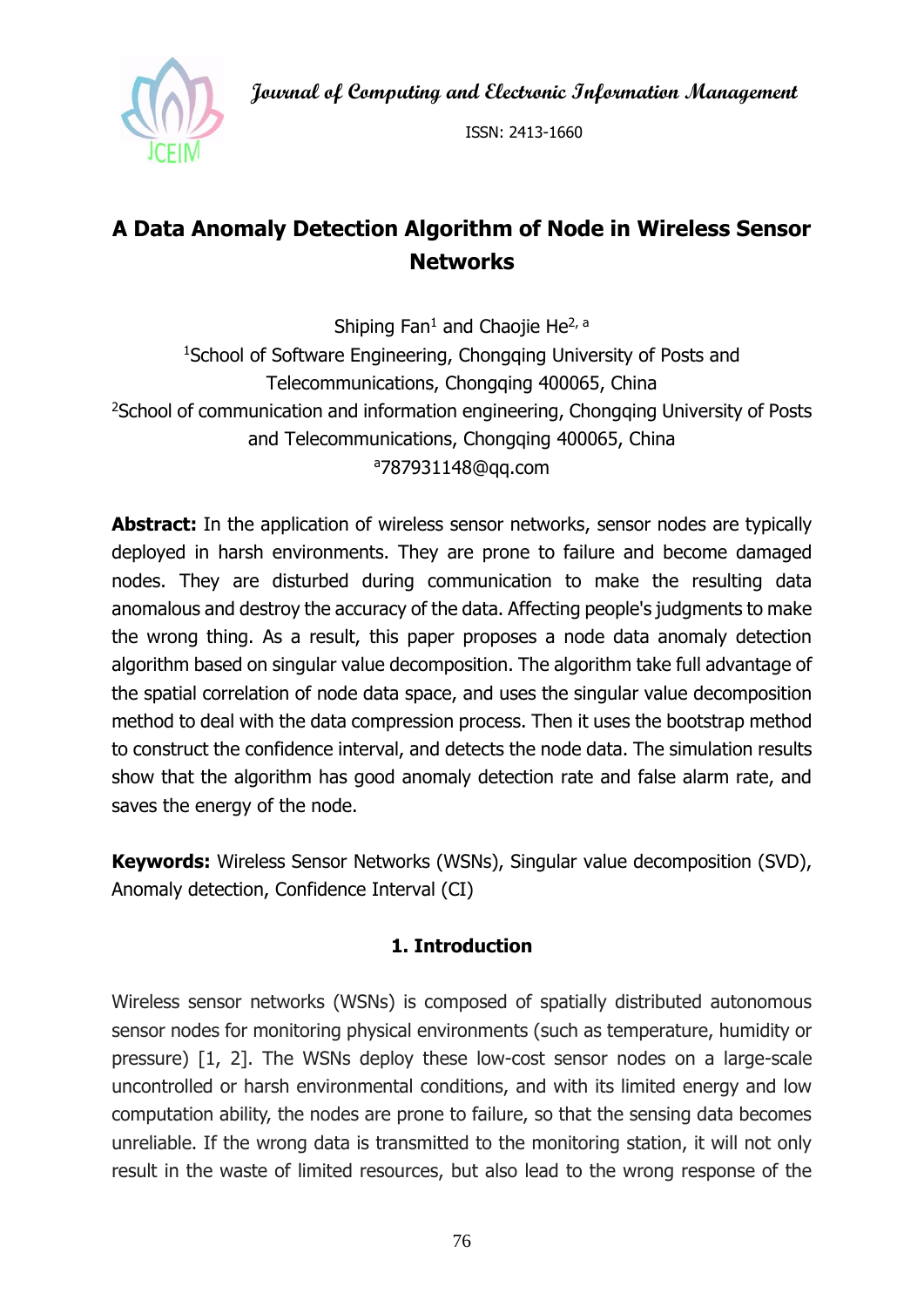# A Data Anomaly Detection Algorithm of Node in Wireless Sensor Networks

Shiping Fan[1] and Chaojie He[2, a]

[1]School of Software Engineering, Chongqing University of Posts and Telecommunications, Chongqing 400065, China

[2]School of communication and information engineering, Chongqing University of Posts and Telecommunications, Chongqing 400065, China

[a]787931148@qq.com

**Abstract:** In the application of wireless sensor networks, sensor nodes are typically deployed in harsh environments. They are prone to failure and become damaged nodes. They are disturbed during communication to make the resulting data anomalous and destroy the accuracy of the data. Affecting people's judgments to make the wrong thing. As a result, this paper proposes a node data anomaly detection algorithm based on singular value decomposition. The algorithm take full advantage of the spatial correlation of node data space, and uses the singular value decomposition method to deal with the data compression process. Then it uses the bootstrap method to construct the confidence interval, and detects the node data. The simulation results show that the algorithm has good anomaly detection rate and false alarm rate, and saves the energy of the node.

**Keywords:** Wireless Sensor Networks (WSNs), Singular value decomposition (SVD), Anomaly detection, Confidence Interval (CI)

## 1. Introduction

Wireless sensor networks (WSNs) is composed of spatially distributed autonomous sensor nodes for monitoring physical environments (such as temperature, humidity or pressure) [1, 2]. The WSNs deploy these low-cost sensor nodes on a large-scale uncontrolled or harsh environmental conditions, and with its limited energy and low computation ability, the nodes are prone to failure, so that the sensing data becomes unreliable. If the wrong data is transmitted to the monitoring station, it will not only result in the waste of limited resources, but also lead to the wrong response of the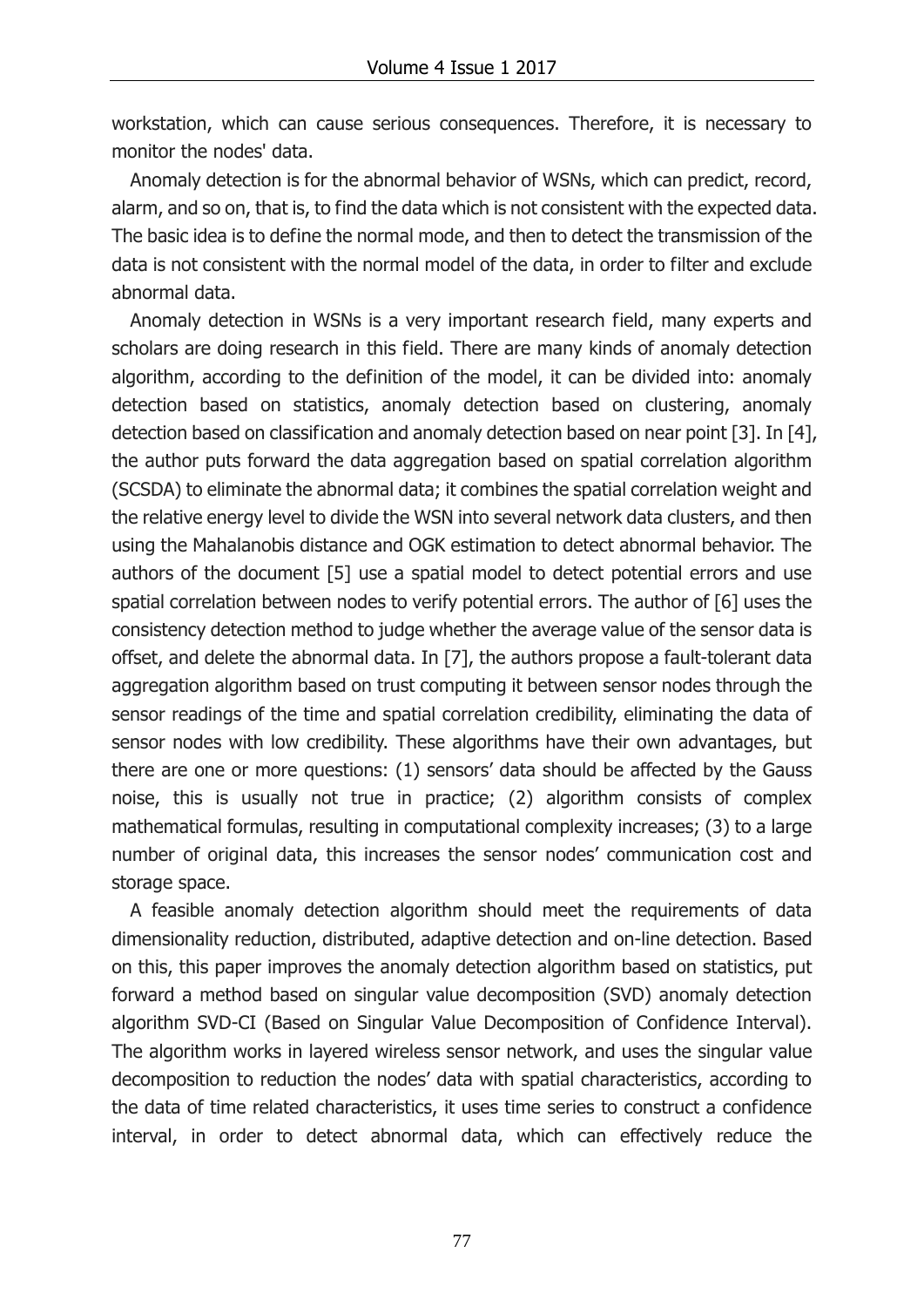workstation, which can cause serious consequences. Therefore, it is necessary to monitor the nodes' data.

Anomaly detection is for the abnormal behavior of WSNs, which can predict, record, alarm, and so on, that is, to find the data which is not consistent with the expected data. The basic idea is to define the normal mode, and then to detect the transmission of the data is not consistent with the normal model of the data, in order to filter and exclude abnormal data.

Anomaly detection in WSNs is a very important research field, many experts and scholars are doing research in this field. There are many kinds of anomaly detection algorithm, according to the definition of the model, it can be divided into: anomaly detection based on statistics, anomaly detection based on clustering, anomaly detection based on classification and anomaly detection based on near point [3]. In [4], the author puts forward the data aggregation based on spatial correlation algorithm (SCSDA) to eliminate the abnormal data; it combines the spatial correlation weight and the relative energy level to divide the WSN into several network data clusters, and then using the Mahalanobis distance and OGK estimation to detect abnormal behavior. The authors of the document [5] use a spatial model to detect potential errors and use spatial correlation between nodes to verify potential errors. The author of [6] uses the consistency detection method to judge whether the average value of the sensor data is offset, and delete the abnormal data. In [7], the authors propose a fault-tolerant data aggregation algorithm based on trust computing it between sensor nodes through the sensor readings of the time and spatial correlation credibility, eliminating the data of sensor nodes with low credibility. These algorithms have their own advantages, but there are one or more questions: (1) sensors' data should be affected by the Gauss noise, this is usually not true in practice; (2) algorithm consists of complex mathematical formulas, resulting in computational complexity increases; (3) to a large number of original data, this increases the sensor nodes' communication cost and storage space.

A feasible anomaly detection algorithm should meet the requirements of data dimensionality reduction, distributed, adaptive detection and on-line detection. Based on this, this paper improves the anomaly detection algorithm based on statistics, put forward a method based on singular value decomposition (SVD) anomaly detection algorithm SVD-CI (Based on Singular Value Decomposition of Confidence Interval). The algorithm works in layered wireless sensor network, and uses the singular value decomposition to reduction the nodes' data with spatial characteristics, according to the data of time related characteristics, it uses time series to construct a confidence interval, in order to detect abnormal data, which can effectively reduce the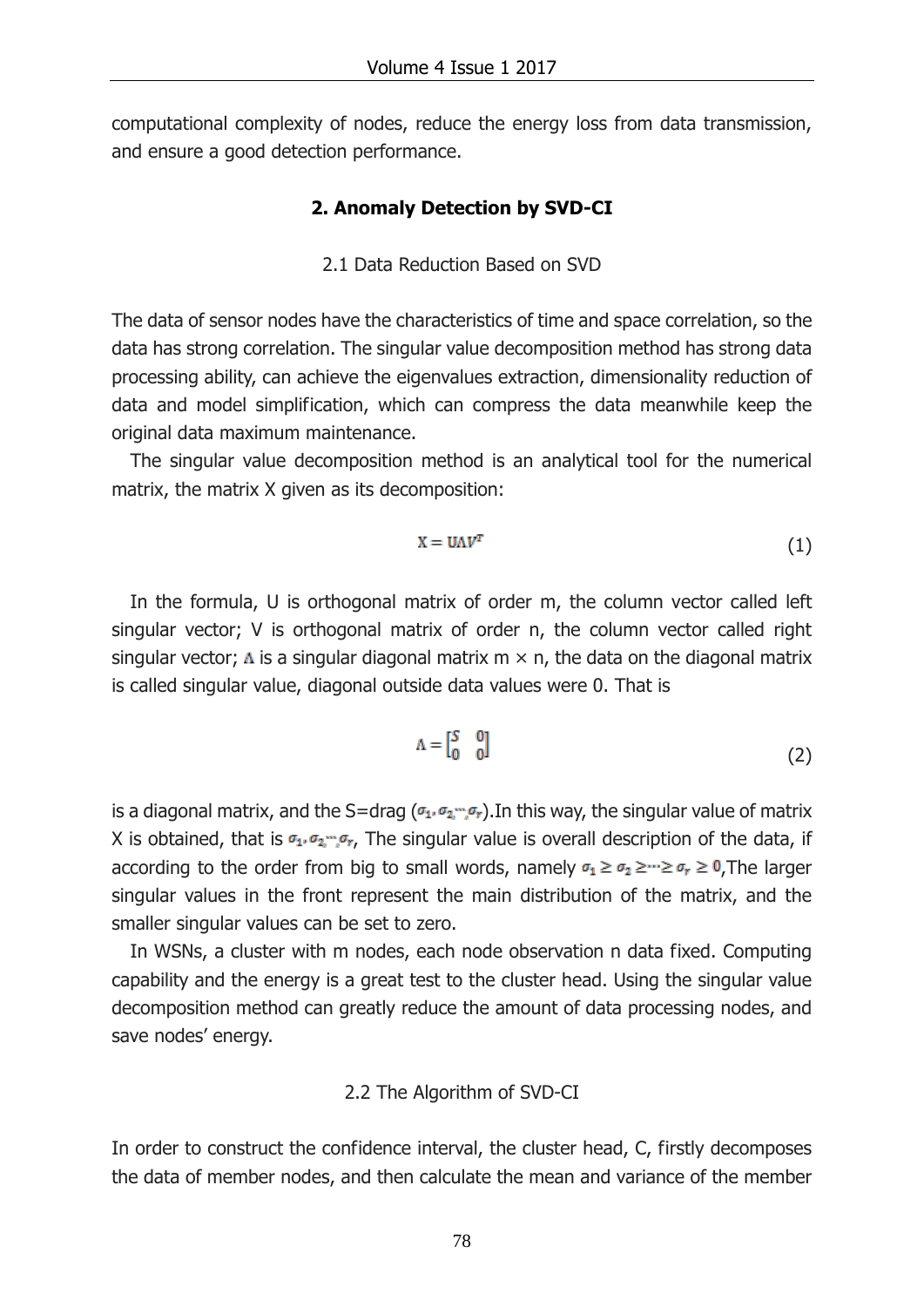computational complexity of nodes, reduce the energy loss from data transmission, and ensure a good detection performance.

## 2. Anomaly Detection by SVD-CI

### 2.1 Data Reduction Based on SVD

The data of sensor nodes have the characteristics of time and space correlation, so the data has strong correlation. The singular value decomposition method has strong data processing ability, can achieve the eigenvalues extraction, dimensionality reduction of data and model simplification, which can compress the data meanwhile keep the original data maximum maintenance.

The singular value decomposition method is an analytical tool for the numerical matrix, the matrix X given as its decomposition:

$$X = U\Lambda V^T \tag{1}$$

In the formula, U is orthogonal matrix of order m, the column vector called left singular vector; V is orthogonal matrix of order n, the column vector called right singular vector; $\Lambda$ is a singular diagonal matrix m × n, the data on the diagonal matrix is called singular value, diagonal outside data values were 0. That is

$$\Lambda = \begin{bmatrix} S & 0 \\ 0 & 0 \end{bmatrix} \tag{2}$$

is a diagonal matrix, and the S=drag ($\sigma_1, \sigma_2, \cdots, \sigma_r$).In this way, the singular value of matrix X is obtained, that is $\sigma_1, \sigma_2, \cdots, \sigma_r$, The singular value is overall description of the data, if according to the order from big to small words, namely $\sigma_1 \geq \sigma_2 \geq \cdots \geq \sigma_r \geq 0$,The larger singular values in the front represent the main distribution of the matrix, and the smaller singular values can be set to zero.

In WSNs, a cluster with m nodes, each node observation n data fixed. Computing capability and the energy is a great test to the cluster head. Using the singular value decomposition method can greatly reduce the amount of data processing nodes, and save nodes' energy.

### 2.2 The Algorithm of SVD-CI

In order to construct the confidence interval, the cluster head, C, firstly decomposes the data of member nodes, and then calculate the mean and variance of the member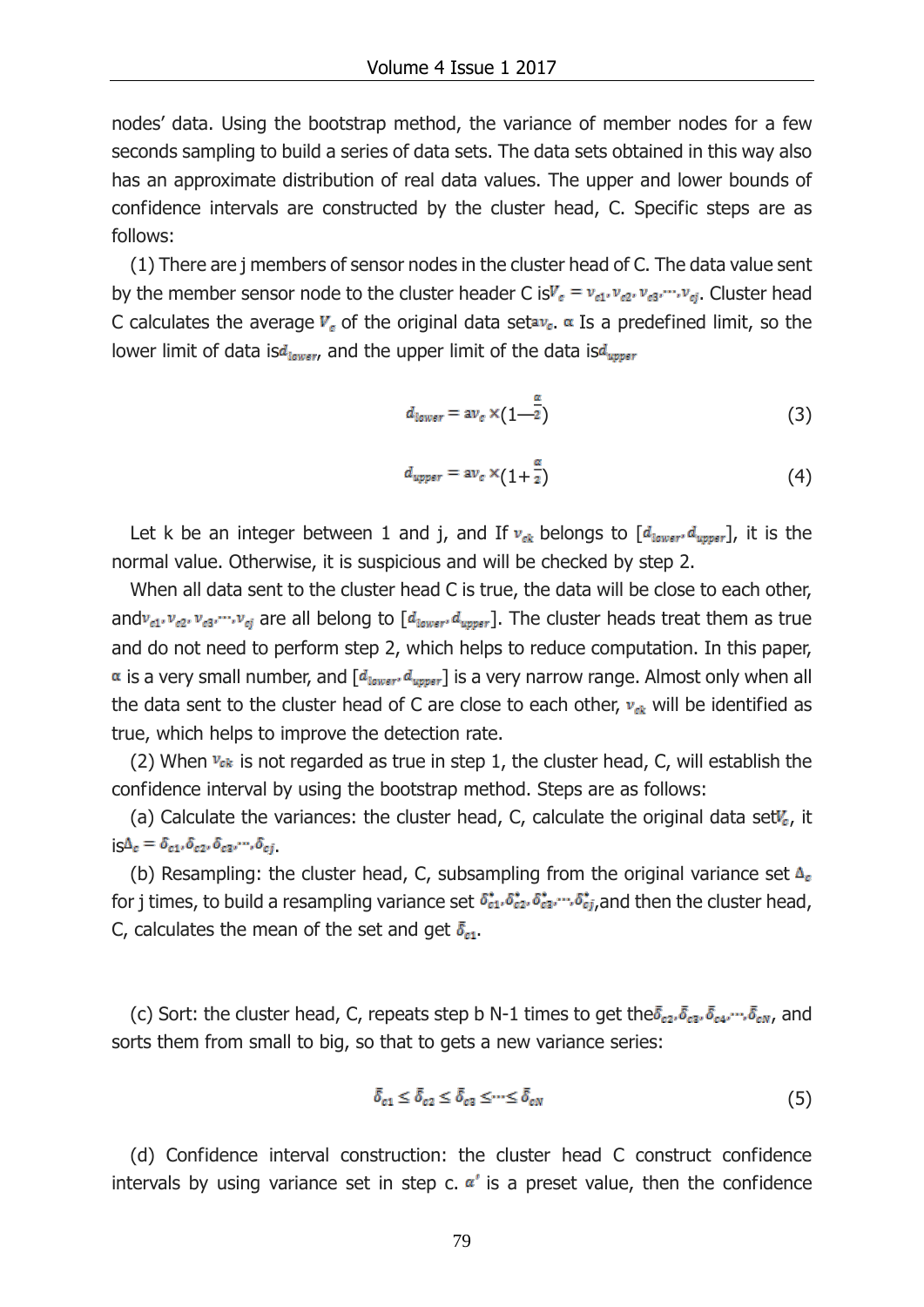nodes' data. Using the bootstrap method, the variance of member nodes for a few seconds sampling to build a series of data sets. The data sets obtained in this way also has an approximate distribution of real data values. The upper and lower bounds of confidence intervals are constructed by the cluster head, C. Specific steps are as follows:

(1) There are j members of sensor nodes in the cluster head of C. The data value sent by the member sensor node to the cluster header C is $V_c = v_{c1}, v_{c2}, v_{c3}, \cdots, v_{cj}$. Cluster head C calculates the average $V_c$ of the original data set $av_c$. $\alpha$ Is a predefined limit, so the lower limit of data is $d_{lower}$, and the upper limit of the data is $d_{upper}$

$$d_{lower} = av_c \times (1 - \frac{\alpha}{2}) \tag{3}$$

$$d_{upper} = av_c \times (1 + \frac{\alpha}{2}) \tag{4}$$

Let k be an integer between 1 and j, and If $v_{ck}$ belongs to $[d_{lower}, d_{upper}]$, it is the normal value. Otherwise, it is suspicious and will be checked by step 2.

When all data sent to the cluster head C is true, the data will be close to each other, and $v_{c1}, v_{c2}, v_{c3}, \cdots, v_{cj}$ are all belong to $[d_{lower}, d_{upper}]$. The cluster heads treat them as true and do not need to perform step 2, which helps to reduce computation. In this paper, $\alpha$ is a very small number, and $[d_{lower}, d_{upper}]$ is a very narrow range. Almost only when all the data sent to the cluster head of C are close to each other, $v_{ck}$ will be identified as true, which helps to improve the detection rate.

(2) When $v_{ck}$ is not regarded as true in step 1, the cluster head, C, will establish the confidence interval by using the bootstrap method. Steps are as follows:

(a) Calculate the variances: the cluster head, C, calculate the original data set $V_c$, it is $\Delta_c = \delta_{c1}, \delta_{c2}, \delta_{c3}, \cdots, \delta_{cj}$.

(b) Resampling: the cluster head, C, subsampling from the original variance set $\Delta_c$ for j times, to build a resampling variance set $\delta^*_{c1}, \delta^*_{c2}, \delta^*_{c3}, \cdots, \delta^*_{cj}$, and then the cluster head, C, calculates the mean of the set and get $\bar{\delta}_{c1}$.

(c) Sort: the cluster head, C, repeats step b N-1 times to get the $\bar{\delta}_{c2}, \bar{\delta}_{c3}, \bar{\delta}_{c4}, \cdots, \bar{\delta}_{cN}$, and sorts them from small to big, so that to gets a new variance series:

$$\bar{\delta}_{c1} \leq \bar{\delta}_{c2} \leq \bar{\delta}_{c3} \leq \cdots \leq \bar{\delta}_{cN} \tag{5}$$

(d) Confidence interval construction: the cluster head C construct confidence intervals by using variance set in step c. $\alpha'$ is a preset value, then the confidence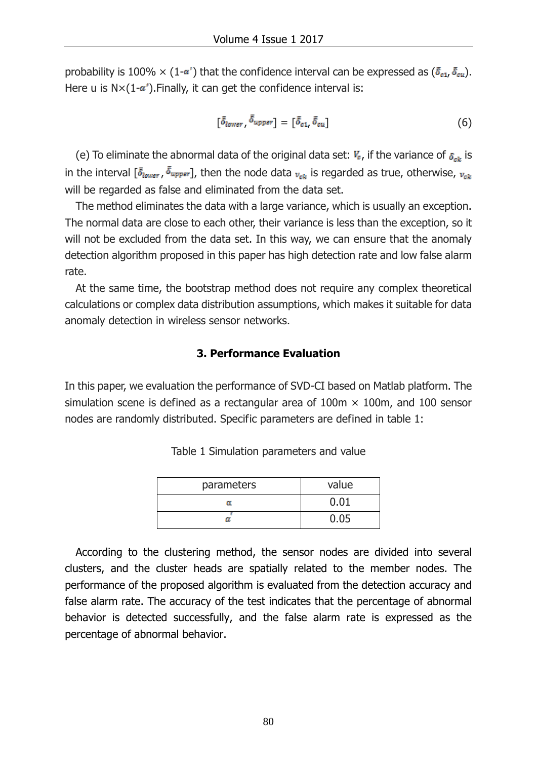probability is 100% × (1-$\alpha'$) that the confidence interval can be expressed as ($\bar{\delta}_{c1}$, $\bar{\delta}_{cu}$). Here u is N×(1-$\alpha'$).Finally, it can get the confidence interval is:

$$[\bar{\delta}_{lower}, \bar{\delta}_{upper}] = [\bar{\delta}_{c1}, \bar{\delta}_{cu}] \tag{6}$$

(e) To eliminate the abnormal data of the original data set: $V_c$, if the variance of $\delta_{ck}$ is in the interval [$\bar{\delta}_{lower}$, $\bar{\delta}_{upper}$], then the node data $v_{ck}$ is regarded as true, otherwise, $v_{ck}$ will be regarded as false and eliminated from the data set.

The method eliminates the data with a large variance, which is usually an exception. The normal data are close to each other, their variance is less than the exception, so it will not be excluded from the data set. In this way, we can ensure that the anomaly detection algorithm proposed in this paper has high detection rate and low false alarm rate.

At the same time, the bootstrap method does not require any complex theoretical calculations or complex data distribution assumptions, which makes it suitable for data anomaly detection in wireless sensor networks.

## 3. Performance Evaluation

In this paper, we evaluation the performance of SVD-CI based on Matlab platform. The simulation scene is defined as a rectangular area of 100m × 100m, and 100 sensor nodes are randomly distributed. Specific parameters are defined in table 1:

Table 1 Simulation parameters and value

| parameters | value |
| --- | --- |
| $\alpha$ | 0.01 |
| $\alpha'$ | 0.05 |

According to the clustering method, the sensor nodes are divided into several clusters, and the cluster heads are spatially related to the member nodes. The performance of the proposed algorithm is evaluated from the detection accuracy and false alarm rate. The accuracy of the test indicates that the percentage of abnormal behavior is detected successfully, and the false alarm rate is expressed as the percentage of abnormal behavior.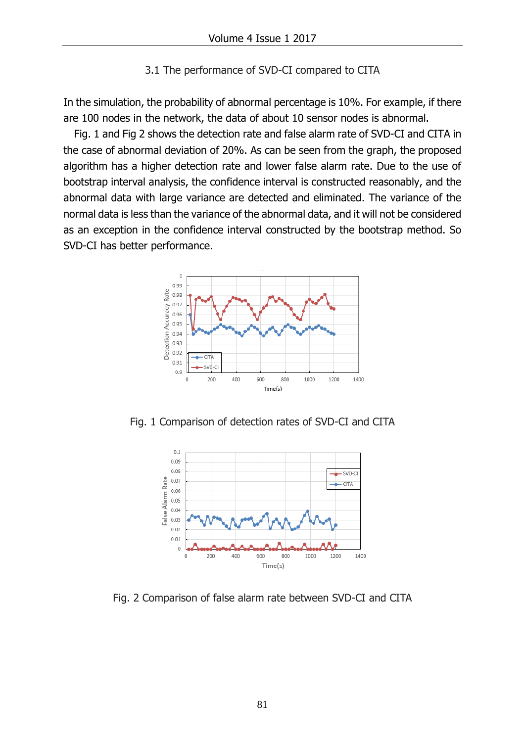### 3.1 The performance of SVD-CI compared to CITA

In the simulation, the probability of abnormal percentage is 10%. For example, if there are 100 nodes in the network, the data of about 10 sensor nodes is abnormal.

Fig. 1 and Fig 2 shows the detection rate and false alarm rate of SVD-CI and CITA in the case of abnormal deviation of 20%. As can be seen from the graph, the proposed algorithm has a higher detection rate and lower false alarm rate. Due to the use of bootstrap interval analysis, the confidence interval is constructed reasonably, and the abnormal data with large variance are detected and eliminated. The variance of the normal data is less than the variance of the abnormal data, and it will not be considered as an exception in the confidence interval constructed by the bootstrap method. So SVD-CI has better performance.

Fig. 1 Comparison of detection rates of SVD-CI and CITA

Fig. 2 Comparison of false alarm rate between SVD-CI and CITA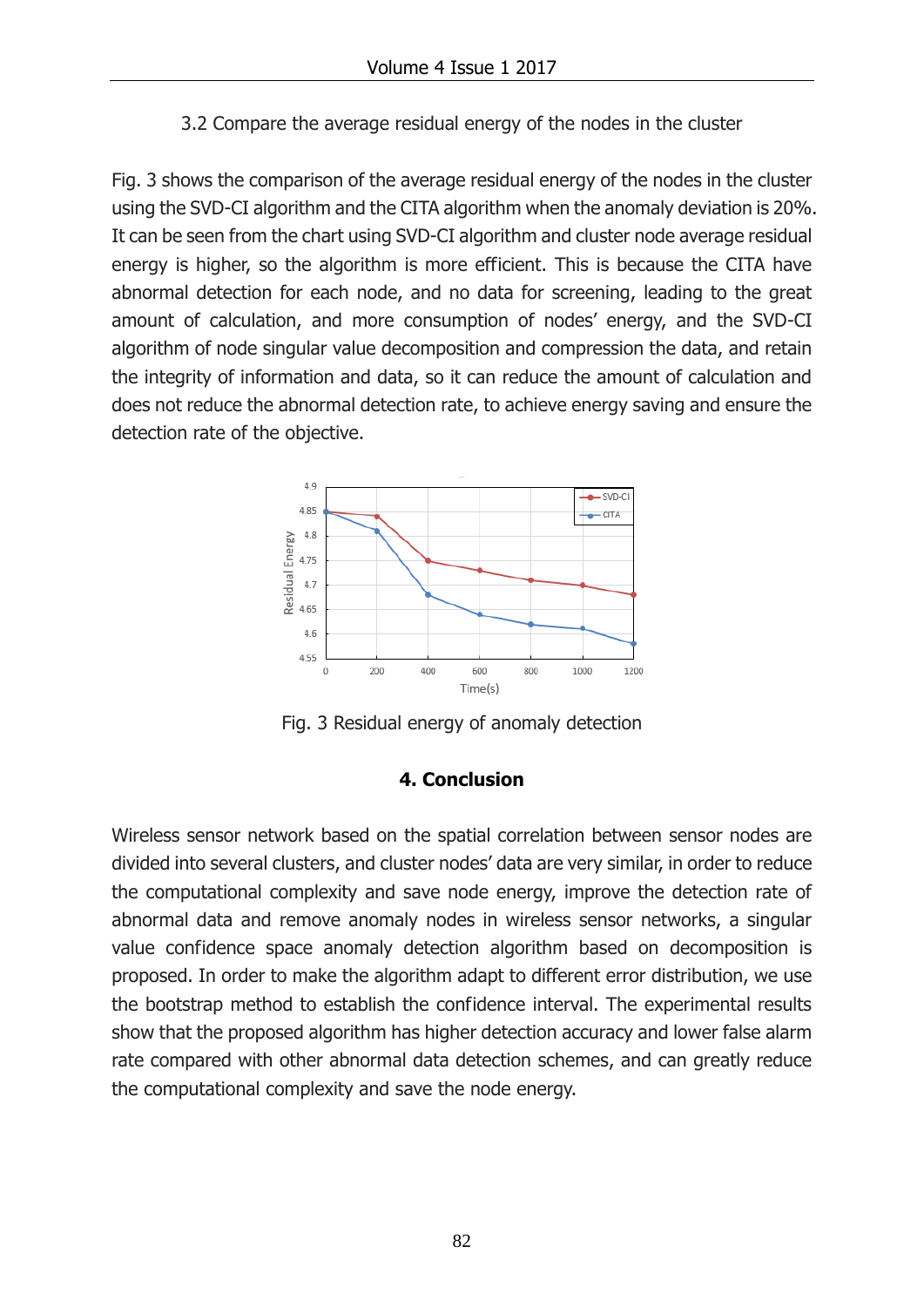### 3.2 Compare the average residual energy of the nodes in the cluster

Fig. 3 shows the comparison of the average residual energy of the nodes in the cluster using the SVD-CI algorithm and the CITA algorithm when the anomaly deviation is 20%. It can be seen from the chart using SVD-CI algorithm and cluster node average residual energy is higher, so the algorithm is more efficient. This is because the CITA have abnormal detection for each node, and no data for screening, leading to the great amount of calculation, and more consumption of nodes' energy, and the SVD-CI algorithm of node singular value decomposition and compression the data, and retain the integrity of information and data, so it can reduce the amount of calculation and does not reduce the abnormal detection rate, to achieve energy saving and ensure the detection rate of the objective.

Fig. 3 Residual energy of anomaly detection

## 4. Conclusion

Wireless sensor network based on the spatial correlation between sensor nodes are divided into several clusters, and cluster nodes' data are very similar, in order to reduce the computational complexity and save node energy, improve the detection rate of abnormal data and remove anomaly nodes in wireless sensor networks, a singular value confidence space anomaly detection algorithm based on decomposition is proposed. In order to make the algorithm adapt to different error distribution, we use the bootstrap method to establish the confidence interval. The experimental results show that the proposed algorithm has higher detection accuracy and lower false alarm rate compared with other abnormal data detection schemes, and can greatly reduce the computational complexity and save the node energy.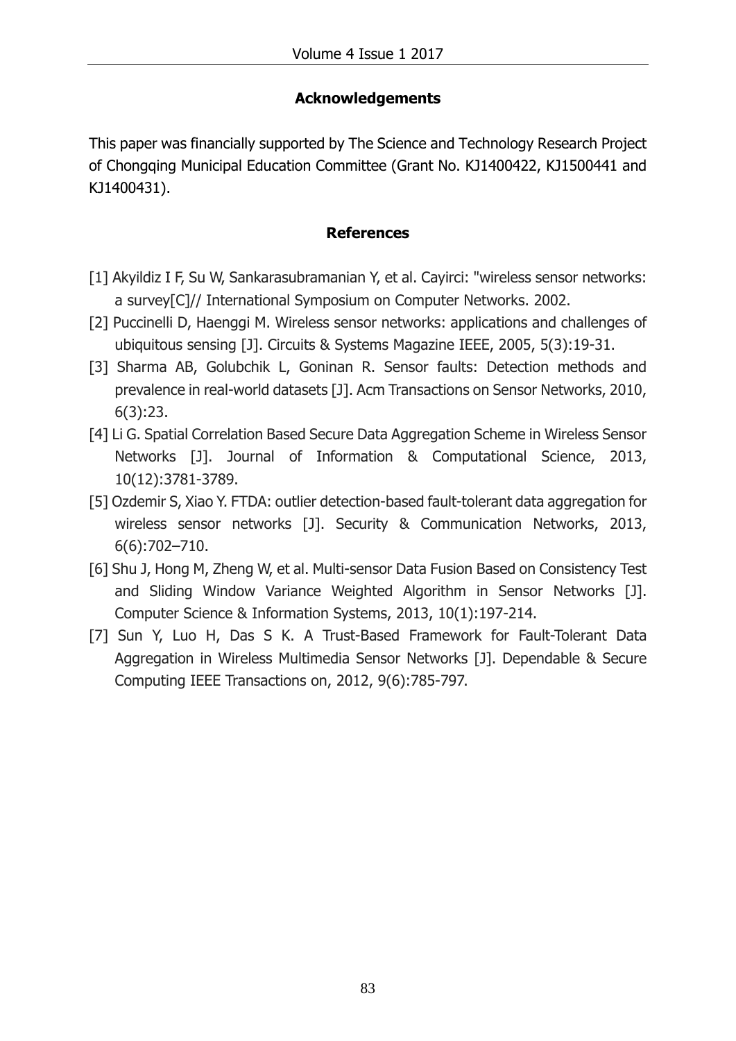## Acknowledgements

This paper was financially supported by The Science and Technology Research Project of Chongqing Municipal Education Committee (Grant No. KJ1400422, KJ1500441 and KJ1400431).

## References

[1] Akyildiz I F, Su W, Sankarasubramanian Y, et al. Cayirci: "wireless sensor networks: a survey[C]// International Symposium on Computer Networks. 2002.

[2] Puccinelli D, Haenggi M. Wireless sensor networks: applications and challenges of ubiquitous sensing [J]. Circuits & Systems Magazine IEEE, 2005, 5(3):19-31.

[3] Sharma AB, Golubchik L, Goninan R. Sensor faults: Detection methods and prevalence in real-world datasets [J]. Acm Transactions on Sensor Networks, 2010, 6(3):23.

[4] Li G. Spatial Correlation Based Secure Data Aggregation Scheme in Wireless Sensor Networks [J]. Journal of Information & Computational Science, 2013, 10(12):3781-3789.

[5] Ozdemir S, Xiao Y. FTDA: outlier detection-based fault-tolerant data aggregation for wireless sensor networks [J]. Security & Communication Networks, 2013, 6(6):702–710.

[6] Shu J, Hong M, Zheng W, et al. Multi-sensor Data Fusion Based on Consistency Test and Sliding Window Variance Weighted Algorithm in Sensor Networks [J]. Computer Science & Information Systems, 2013, 10(1):197-214.

[7] Sun Y, Luo H, Das S K. A Trust-Based Framework for Fault-Tolerant Data Aggregation in Wireless Multimedia Sensor Networks [J]. Dependable & Secure Computing IEEE Transactions on, 2012, 9(6):785-797.